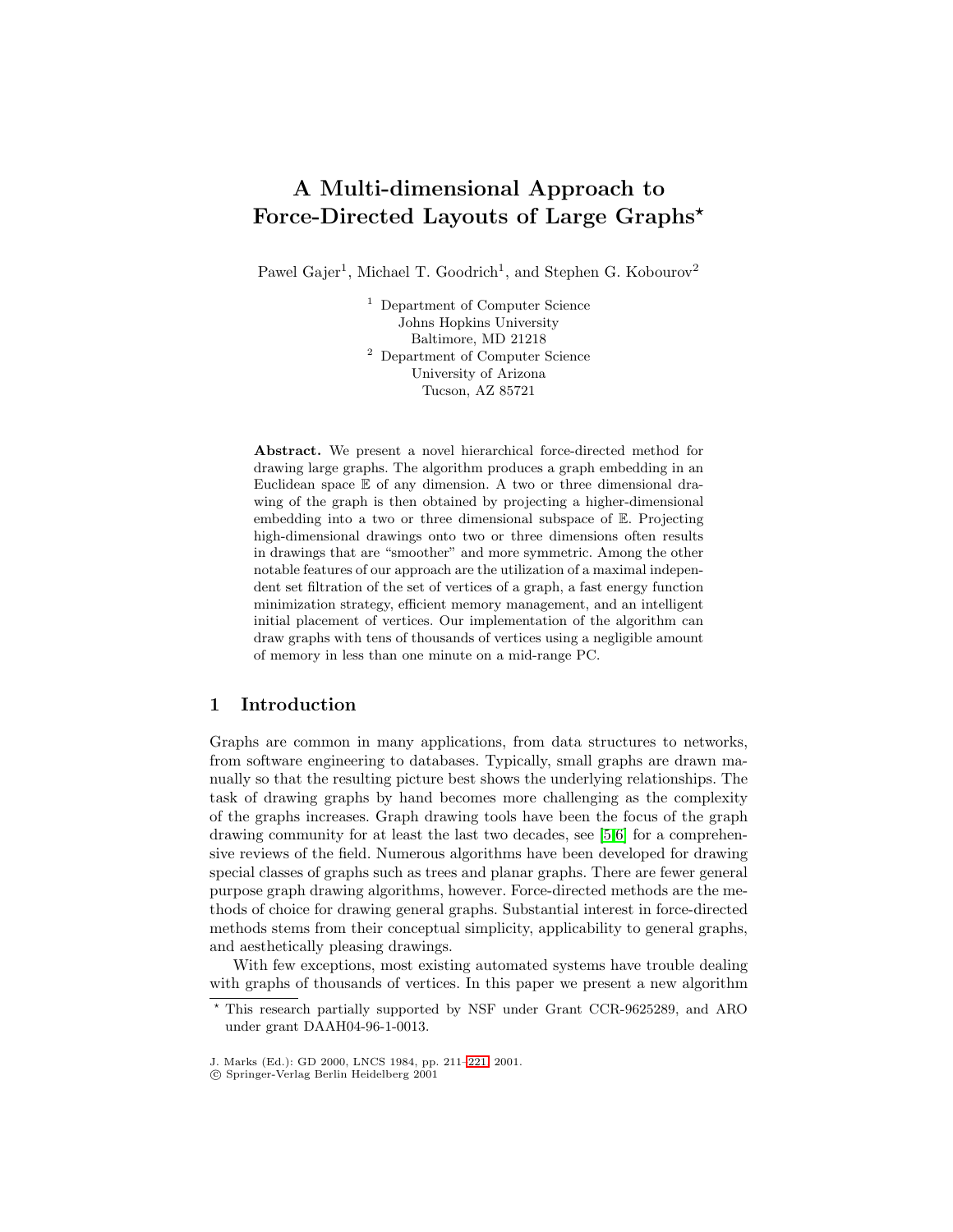# A Multi-dimensional Approach to Force-Directed Layouts of Large Graphs*

Pawel Gajer[1], Michael T. Goodrich[1], and Stephen G. Kobourov[2]

[1] Department of Computer Science
Johns Hopkins University
Baltimore, MD 21218

[2] Department of Computer Science
University of Arizona
Tucson, AZ 85721

**Abstract.** We present a novel hierarchical force-directed method for drawing large graphs. The algorithm produces a graph embedding in an Euclidean space $\mathbb{E}$ of any dimension. A two or three dimensional drawing of the graph is then obtained by projecting a higher-dimensional embedding into a two or three dimensional subspace of $\mathbb{E}$. Projecting high-dimensional drawings onto two or three dimensions often results in drawings that are "smoother" and more symmetric. Among the other notable features of our approach are the utilization of a maximal independent set filtration of the set of vertices of a graph, a fast energy function minimization strategy, efficient memory management, and an intelligent initial placement of vertices. Our implementation of the algorithm can draw graphs with tens of thousands of vertices using a negligible amount of memory in less than one minute on a mid-range PC.

## 1 Introduction

Graphs are common in many applications, from data structures to networks, from software engineering to databases. Typically, small graphs are drawn manually so that the resulting picture best shows the underlying relationships. The task of drawing graphs by hand becomes more challenging as the complexity of the graphs increases. Graph drawing tools have been the focus of the graph drawing community for at least the last two decades, see [5,6] for a comprehensive reviews of the field. Numerous algorithms have been developed for drawing special classes of graphs such as trees and planar graphs. There are fewer general purpose graph drawing algorithms, however. Force-directed methods are the methods of choice for drawing general graphs. Substantial interest in force-directed methods stems from their conceptual simplicity, applicability to general graphs, and aesthetically pleasing drawings.

With few exceptions, most existing automated systems have trouble dealing with graphs of thousands of vertices. In this paper we present a new algorithm

* This research partially supported by NSF under Grant CCR-9625289, and ARO under grant DAAH04-96-1-0013.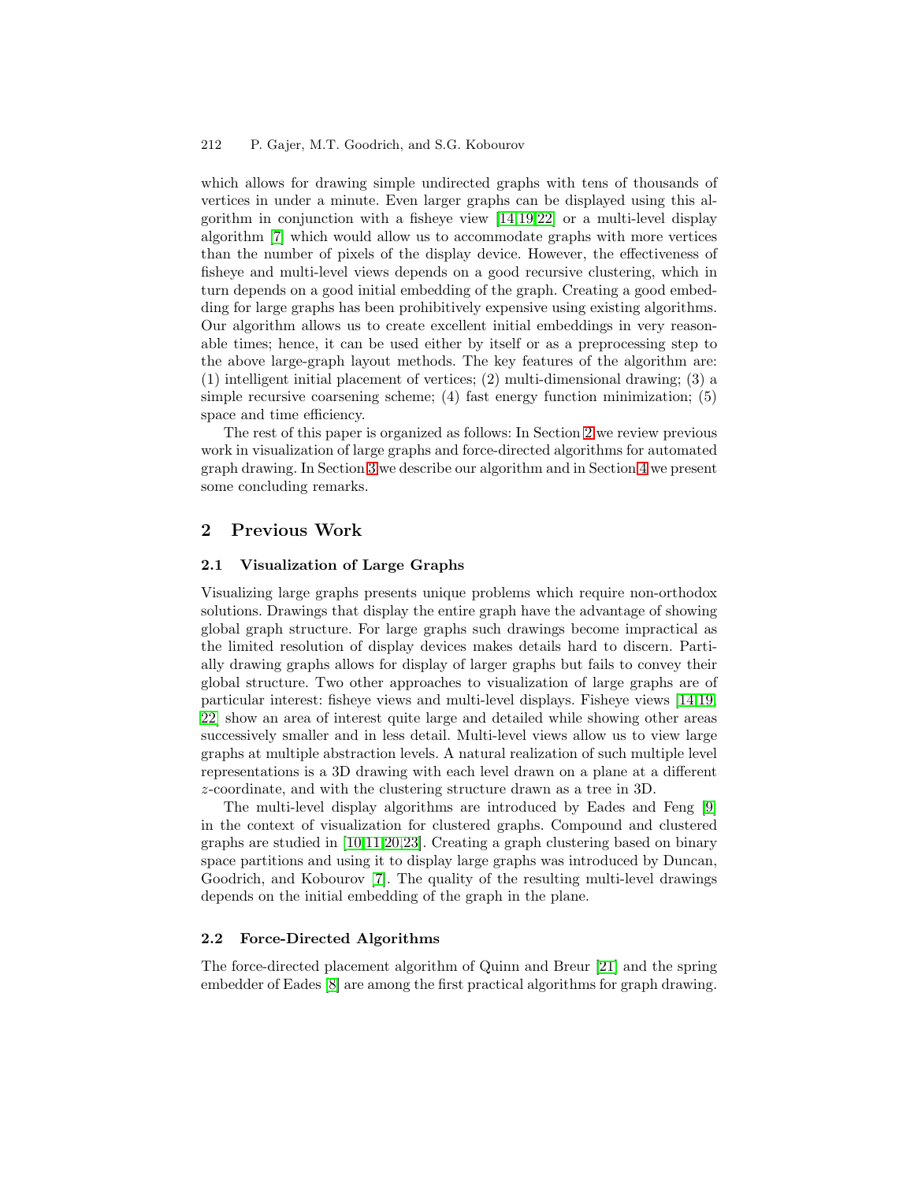which allows for drawing simple undirected graphs with tens of thousands of vertices in under a minute. Even larger graphs can be displayed using this algorithm in conjunction with a fisheye view [14,19,22] or a multi-level display algorithm [7] which would allow us to accommodate graphs with more vertices than the number of pixels of the display device. However, the effectiveness of fisheye and multi-level views depends on a good recursive clustering, which in turn depends on a good initial embedding of the graph. Creating a good embedding for large graphs has been prohibitively expensive using existing algorithms. Our algorithm allows us to create excellent initial embeddings in very reasonable times; hence, it can be used either by itself or as a preprocessing step to the above large-graph layout methods. The key features of the algorithm are: (1) intelligent initial placement of vertices; (2) multi-dimensional drawing; (3) a simple recursive coarsening scheme; (4) fast energy function minimization; (5) space and time efficiency.

The rest of this paper is organized as follows: In Section 2 we review previous work in visualization of large graphs and force-directed algorithms for automated graph drawing. In Section 3 we describe our algorithm and in Section 4 we present some concluding remarks.

## 2 Previous Work

### 2.1 Visualization of Large Graphs

Visualizing large graphs presents unique problems which require non-orthodox solutions. Drawings that display the entire graph have the advantage of showing global graph structure. For large graphs such drawings become impractical as the limited resolution of display devices makes details hard to discern. Partially drawing graphs allows for display of larger graphs but fails to convey their global structure. Two other approaches to visualization of large graphs are of particular interest: fisheye views and multi-level displays. Fisheye views [14,19,22] show an area of interest quite large and detailed while showing other areas successively smaller and in less detail. Multi-level views allow us to view large graphs at multiple abstraction levels. A natural realization of such multiple level representations is a 3D drawing with each level drawn on a plane at a different $z$-coordinate, and with the clustering structure drawn as a tree in 3D.

The multi-level display algorithms are introduced by Eades and Feng [9] in the context of visualization for clustered graphs. Compound and clustered graphs are studied in [10,11,20,23]. Creating a graph clustering based on binary space partitions and using it to display large graphs was introduced by Duncan, Goodrich, and Kobourov [7]. The quality of the resulting multi-level drawings depends on the initial embedding of the graph in the plane.

### 2.2 Force-Directed Algorithms

The force-directed placement algorithm of Quinn and Breur [21] and the spring embedder of Eades [8] are among the first practical algorithms for graph drawing.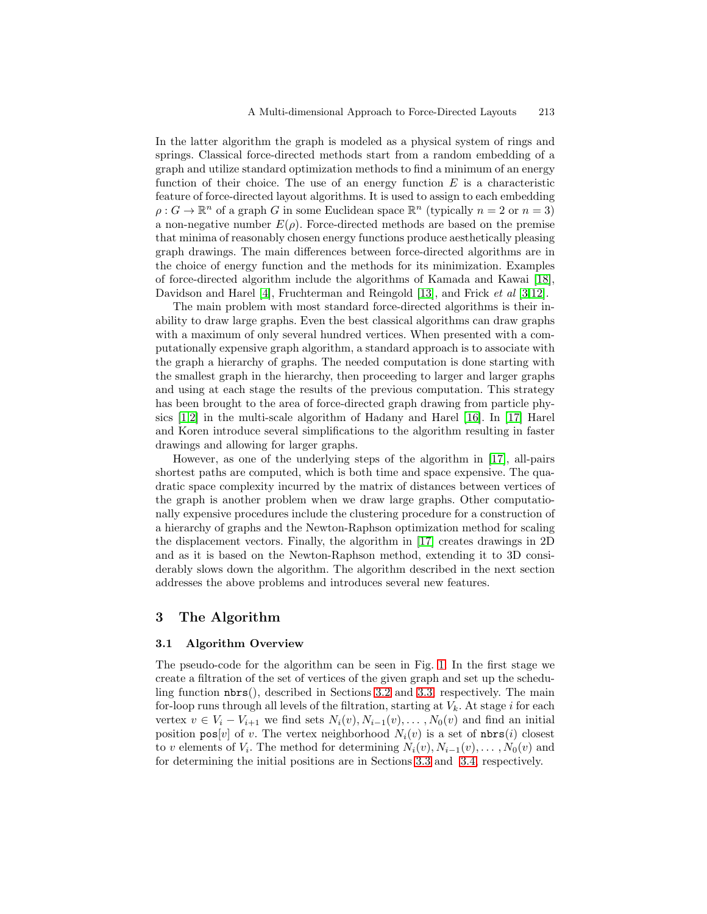In the latter algorithm the graph is modeled as a physical system of rings and springs. Classical force-directed methods start from a random embedding of a graph and utilize standard optimization methods to find a minimum of an energy function of their choice. The use of an energy function $E$ is a characteristic feature of force-directed layout algorithms. It is used to assign to each embedding $\rho : G \to \mathbb{R}^n$ of a graph $G$ in some Euclidean space $\mathbb{R}^n$ (typically $n = 2$ or $n = 3$) a non-negative number $E(\rho)$. Force-directed methods are based on the premise that minima of reasonably chosen energy functions produce aesthetically pleasing graph drawings. The main differences between force-directed algorithms are in the choice of energy function and the methods for its minimization. Examples of force-directed algorithm include the algorithms of Kamada and Kawai [18], Davidson and Harel [4], Fruchterman and Reingold [13], and Frick *et al* [3,12].

The main problem with most standard force-directed algorithms is their inability to draw large graphs. Even the best classical algorithms can draw graphs with a maximum of only several hundred vertices. When presented with a computationally expensive graph algorithm, a standard approach is to associate with the graph a hierarchy of graphs. The needed computation is done starting with the smallest graph in the hierarchy, then proceeding to larger and larger graphs and using at each stage the results of the previous computation. This strategy has been brought to the area of force-directed graph drawing from particle physics [1,2] in the multi-scale algorithm of Hadany and Harel [16]. In [17] Harel and Koren introduce several simplifications to the algorithm resulting in faster drawings and allowing for larger graphs.

However, as one of the underlying steps of the algorithm in [17], all-pairs shortest paths are computed, which is both time and space expensive. The quadratic space complexity incurred by the matrix of distances between vertices of the graph is another problem when we draw large graphs. Other computationally expensive procedures include the clustering procedure for a construction of a hierarchy of graphs and the Newton-Raphson optimization method for scaling the displacement vectors. Finally, the algorithm in [17] creates drawings in 2D and as it is based on the Newton-Raphson method, extending it to 3D considerably slows down the algorithm. The algorithm described in the next section addresses the above problems and introduces several new features.

## 3 The Algorithm

### 3.1 Algorithm Overview

The pseudo-code for the algorithm can be seen in Fig. 1. In the first stage we create a filtration of the set of vertices of the given graph and set up the scheduling function `nbrs`(), described in Sections 3.2 and 3.3, respectively. The main for-loop runs through all levels of the filtration, starting at $V_k$. At stage $i$ for each vertex $v \in V_i - V_{i+1}$ we find sets $N_i(v), N_{i-1}(v), \ldots, N_0(v)$ and find an initial position `pos`$[v]$ of $v$. The vertex neighborhood $N_i(v)$ is a set of `nbrs`$(i)$ closest to $v$ elements of $V_i$. The method for determining $N_i(v), N_{i-1}(v), \ldots, N_0(v)$ and for determining the initial positions are in Sections 3.3 and 3.4, respectively.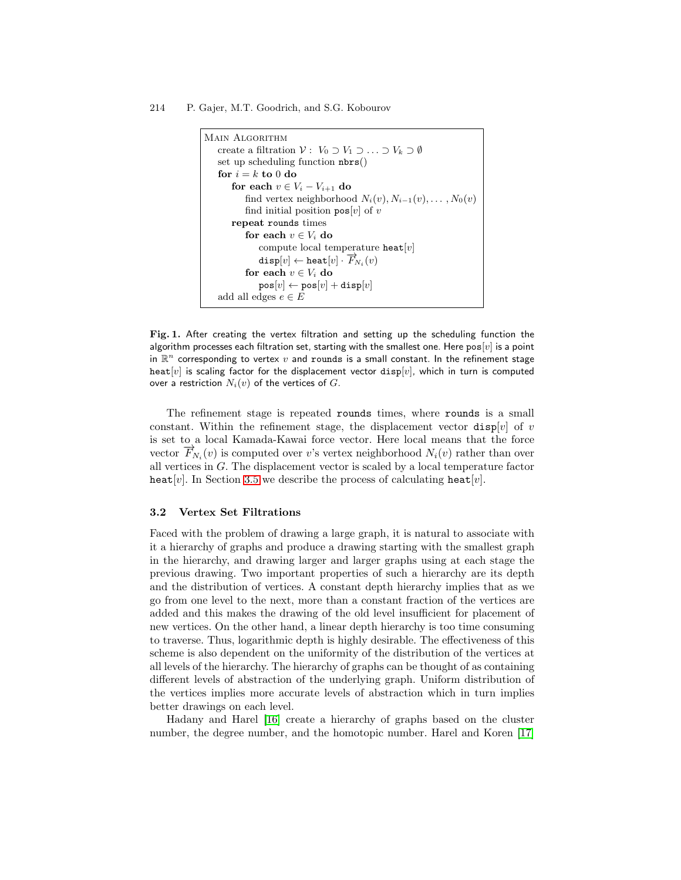```
Main Algorithm
  create a filtration V : V_0 ⊃ V_1 ⊃ ... ⊃ V_k ⊃ ∅
  set up scheduling function nbrs()
  for i = k to 0 do
    for each v ∈ V_i − V_{i+1} do
      find vertex neighborhood N_i(v), N_{i−1}(v), ... , N_0(v)
      find initial position pos[v] of v
    repeat rounds times
      for each v ∈ V_i do
        compute local temperature heat[v]
        disp[v] ← heat[v] · F_{N_i}(v)
      for each v ∈ V_i do
        pos[v] ← pos[v] + disp[v]
  add all edges e ∈ E
```

**Fig. 1.** After creating the vertex filtration and setting up the scheduling function the algorithm processes each filtration set, starting with the smallest one. Here pos$[v]$ is a point in $\mathbb{R}^n$ corresponding to vertex $v$ and rounds is a small constant. In the refinement stage heat$[v]$ is scaling factor for the displacement vector disp$[v]$, which in turn is computed over a restriction $N_i(v)$ of the vertices of $G$.

The refinement stage is repeated `rounds` times, where `rounds` is a small constant. Within the refinement stage, the displacement vector disp$[v]$ of $v$ is set to a local Kamada-Kawai force vector. Here local means that the force vector $\overrightarrow{F}_{N_i}(v)$ is computed over $v$'s vertex neighborhood $N_i(v)$ rather than over all vertices in $G$. The displacement vector is scaled by a local temperature factor heat$[v]$. In Section 3.5 we describe the process of calculating heat$[v]$.

### 3.2 Vertex Set Filtrations

Faced with the problem of drawing a large graph, it is natural to associate with it a hierarchy of graphs and produce a drawing starting with the smallest graph in the hierarchy, and drawing larger and larger graphs using at each stage the previous drawing. Two important properties of such a hierarchy are its depth and the distribution of vertices. A constant depth hierarchy implies that as we go from one level to the next, more than a constant fraction of the vertices are added and this makes the drawing of the old level insufficient for placement of new vertices. On the other hand, a linear depth hierarchy is too time consuming to traverse. Thus, logarithmic depth is highly desirable. The effectiveness of this scheme is also dependent on the uniformity of the distribution of the vertices at all levels of the hierarchy. The hierarchy of graphs can be thought of as containing different levels of abstraction of the underlying graph. Uniform distribution of the vertices implies more accurate levels of abstraction which in turn implies better drawings on each level.

Hadany and Harel [16] create a hierarchy of graphs based on the cluster number, the degree number, and the homotopic number. Harel and Koren [17]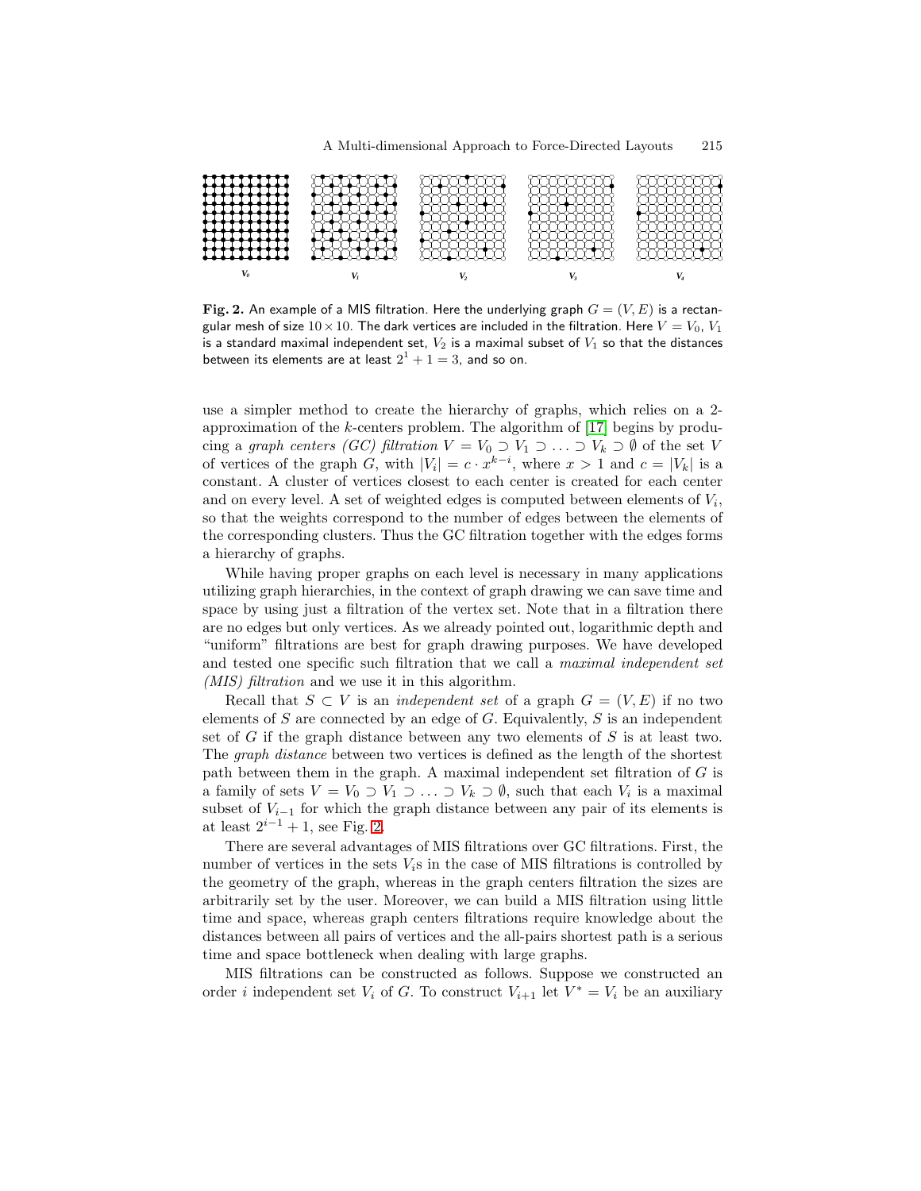**Fig. 2.** An example of a MIS filtration. Here the underlying graph $G = (V, E)$ is a rectangular mesh of size $10 \times 10$. The dark vertices are included in the filtration. Here $V = V_0$, $V_1$ is a standard maximal independent set, $V_2$ is a maximal subset of $V_1$ so that the distances between its elements are at least $2^1 + 1 = 3$, and so on.

use a simpler method to create the hierarchy of graphs, which relies on a 2-approximation of the $k$-centers problem. The algorithm of [17] begins by producing a *graph centers (GC) filtration* $V = V_0 \supset V_1 \supset \ldots \supset V_k \supset \emptyset$ of the set $V$ of vertices of the graph $G$, with $|V_i| = c \cdot x^{k-i}$, where $x > 1$ and $c = |V_k|$ is a constant. A cluster of vertices closest to each center is created for each center and on every level. A set of weighted edges is computed between elements of $V_i$, so that the weights correspond to the number of edges between the elements of the corresponding clusters. Thus the GC filtration together with the edges forms a hierarchy of graphs.

While having proper graphs on each level is necessary in many applications utilizing graph hierarchies, in the context of graph drawing we can save time and space by using just a filtration of the vertex set. Note that in a filtration there are no edges but only vertices. As we already pointed out, logarithmic depth and "uniform" filtrations are best for graph drawing purposes. We have developed and tested one specific such filtration that we call a *maximal independent set (MIS) filtration* and we use it in this algorithm.

Recall that $S \subset V$ is an *independent set* of a graph $G = (V, E)$ if no two elements of $S$ are connected by an edge of $G$. Equivalently, $S$ is an independent set of $G$ if the graph distance between any two elements of $S$ is at least two. The *graph distance* between two vertices is defined as the length of the shortest path between them in the graph. A maximal independent set filtration of $G$ is a family of sets $V = V_0 \supset V_1 \supset \ldots \supset V_k \supset \emptyset$, such that each $V_i$ is a maximal subset of $V_{i-1}$ for which the graph distance between any pair of its elements is at least $2^{i-1} + 1$, see Fig. 2.

There are several advantages of MIS filtrations over GC filtrations. First, the number of vertices in the sets $V_i$s in the case of MIS filtrations is controlled by the geometry of the graph, whereas in the graph centers filtration the sizes are arbitrarily set by the user. Moreover, we can build a MIS filtration using little time and space, whereas graph centers filtrations require knowledge about the distances between all pairs of vertices and the all-pairs shortest path is a serious time and space bottleneck when dealing with large graphs.

MIS filtrations can be constructed as follows. Suppose we constructed an order $i$ independent set $V_i$ of $G$. To construct $V_{i+1}$ let $V^* = V_i$ be an auxiliary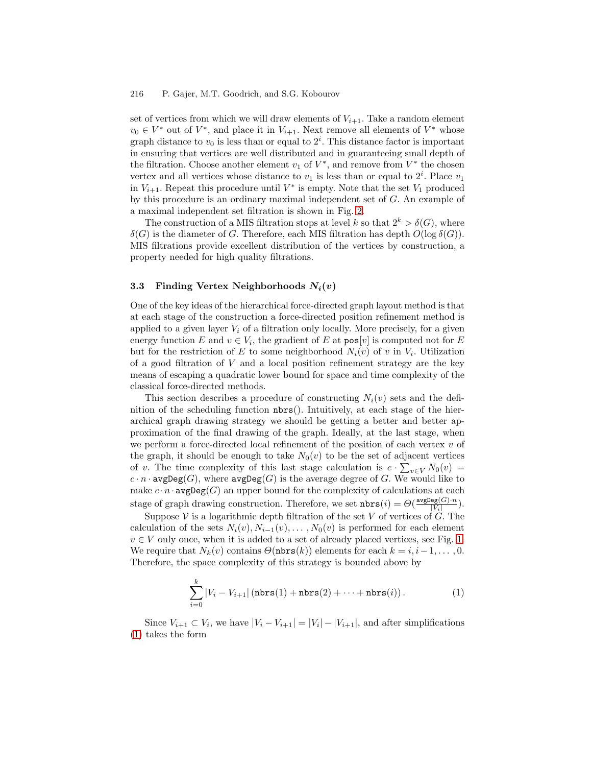set of vertices from which we will draw elements of $V_{i+1}$. Take a random element $v_0 \in V^*$ out of $V^*$, and place it in $V_{i+1}$. Next remove all elements of $V^*$ whose graph distance to $v_0$ is less than or equal to $2^i$. This distance factor is important in ensuring that vertices are well distributed and in guaranteeing small depth of the filtration. Choose another element $v_1$ of $V^*$, and remove from $V^*$ the chosen vertex and all vertices whose distance to $v_1$ is less than or equal to $2^i$. Place $v_1$ in $V_{i+1}$. Repeat this procedure until $V^*$ is empty. Note that the set $V_1$ produced by this procedure is an ordinary maximal independent set of $G$. An example of a maximal independent set filtration is shown in Fig. 2.

The construction of a MIS filtration stops at level $k$ so that $2^k > \delta(G)$, where $\delta(G)$ is the diameter of $G$. Therefore, each MIS filtration has depth $O(\log \delta(G))$. MIS filtrations provide excellent distribution of the vertices by construction, a property needed for high quality filtrations.

### 3.3 Finding Vertex Neighborhoods $N_i(v)$

One of the key ideas of the hierarchical force-directed graph layout method is that at each stage of the construction a force-directed position refinement method is applied to a given layer $V_i$ of a filtration only locally. More precisely, for a given energy function $E$ and $v \in V_i$, the gradient of $E$ at $\texttt{pos}[v]$ is computed not for $E$ but for the restriction of $E$ to some neighborhood $N_i(v)$ of $v$ in $V_i$. Utilization of a good filtration of $V$ and a local position refinement strategy are the key means of escaping a quadratic lower bound for space and time complexity of the classical force-directed methods.

This section describes a procedure of constructing $N_i(v)$ sets and the definition of the scheduling function $\texttt{nbrs}()$. Intuitively, at each stage of the hierarchical graph drawing strategy we should be getting a better and better approximation of the final drawing of the graph. Ideally, at the last stage, when we perform a force-directed local refinement of the position of each vertex $v$ of the graph, it should be enough to take $N_0(v)$ to be the set of adjacent vertices of $v$. The time complexity of this last stage calculation is $c \cdot \sum_{v \in V} N_0(v) = c \cdot n \cdot \texttt{avgDeg}(G)$, where $\texttt{avgDeg}(G)$ is the average degree of $G$. We would like to make $c \cdot n \cdot \texttt{avgDeg}(G)$ an upper bound for the complexity of calculations at each stage of graph drawing construction. Therefore, we set $\texttt{nbrs}(i) = \Theta(\frac{\texttt{avgDeg}(G) \cdot n}{|V_i|})$.

Suppose $\mathcal{V}$ is a logarithmic depth filtration of the set $V$ of vertices of $G$. The calculation of the sets $N_i(v), N_{i-1}(v), \ldots, N_0(v)$ is performed for each element $v \in V$ only once, when it is added to a set of already placed vertices, see Fig. 1. We require that $N_k(v)$ contains $\Theta(\texttt{nbrs}(k))$ elements for each $k = i, i-1, \ldots, 0$. Therefore, the space complexity of this strategy is bounded above by

$$\sum_{i=0}^{k} |V_i - V_{i+1}| \left(\texttt{nbrs}(1) + \texttt{nbrs}(2) + \cdots + \texttt{nbrs}(i)\right). \tag{1}$$

Since $V_{i+1} \subset V_i$, we have $|V_i - V_{i+1}| = |V_i| - |V_{i+1}|$, and after simplifications (1) takes the form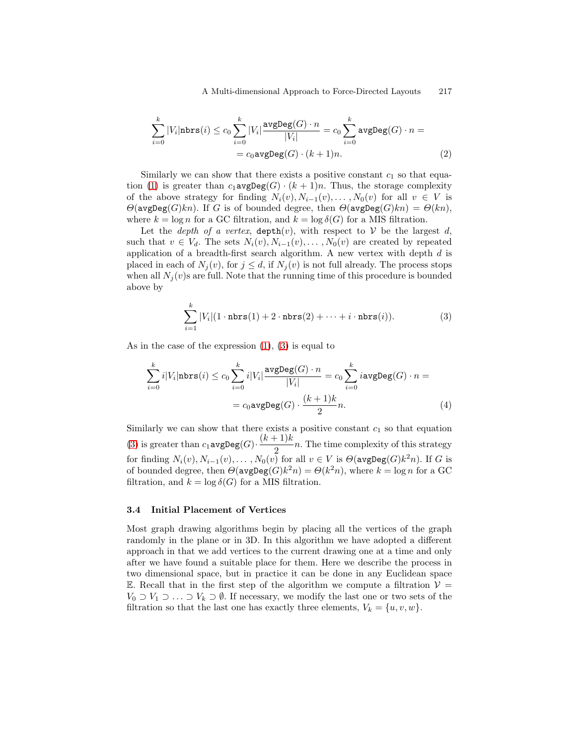$$\sum_{i=0}^{k} |V_i|\texttt{nbrs}(i) \le c_0 \sum_{i=0}^{k} |V_i| \frac{\texttt{avgDeg}(G) \cdot n}{|V_i|} = c_0 \sum_{i=0}^{k} \texttt{avgDeg}(G) \cdot n = \\ = c_0 \texttt{avgDeg}(G) \cdot (k+1)n. \tag{2}$$

Similarly we can show that there exists a positive constant $c_1$ so that equation (1) is greater than $c_1 \texttt{avgDeg}(G) \cdot (k+1)n$. Thus, the storage complexity of the above strategy for finding $N_i(v), N_{i-1}(v), \ldots, N_0(v)$ for all $v \in V$ is $\Theta(\texttt{avgDeg}(G)kn)$. If $G$ is of bounded degree, then $\Theta(\texttt{avgDeg}(G)kn) = \Theta(kn)$, where $k = \log n$ for a GC filtration, and $k = \log \delta(G)$ for a MIS filtration.

Let the *depth of a vertex*, $\texttt{depth}(v)$, with respect to $\mathcal{V}$ be the largest $d$, such that $v \in V_d$. The sets $N_i(v), N_{i-1}(v), \ldots, N_0(v)$ are created by repeated application of a breadth-first search algorithm. A new vertex with depth $d$ is placed in each of $N_j(v)$, for $j \le d$, if $N_j(v)$ is not full already. The process stops when all $N_j(v)$s are full. Note that the running time of this procedure is bounded above by

$$\sum_{i=1}^{k} |V_i|(1 \cdot \texttt{nbrs}(1) + 2 \cdot \texttt{nbrs}(2) + \cdots + i \cdot \texttt{nbrs}(i)). \tag{3}$$

As in the case of the expression (1), (3) is equal to

$$\sum_{i=0}^{k} i|V_i|\texttt{nbrs}(i) \le c_0 \sum_{i=0}^{k} i|V_i| \frac{\texttt{avgDeg}(G) \cdot n}{|V_i|} = c_0 \sum_{i=0}^{k} i\texttt{avgDeg}(G) \cdot n = \\ = c_0 \texttt{avgDeg}(G) \cdot \frac{(k+1)k}{2} n. \tag{4}$$

Similarly we can show that there exists a positive constant $c_1$ so that equation (3) is greater than $c_1 \texttt{avgDeg}(G) \cdot \frac{(k+1)k}{2} n$. The time complexity of this strategy for finding $N_i(v), N_{i-1}(v), \ldots, N_0(v)$ for all $v \in V$ is $\Theta(\texttt{avgDeg}(G)k^2 n)$. If $G$ is of bounded degree, then $\Theta(\texttt{avgDeg}(G)k^2 n) = \Theta(k^2 n)$, where $k = \log n$ for a GC filtration, and $k = \log \delta(G)$ for a MIS filtration.

### 3.4 Initial Placement of Vertices

Most graph drawing algorithms begin by placing all the vertices of the graph randomly in the plane or in 3D. In this algorithm we have adopted a different approach in that we add vertices to the current drawing one at a time and only after we have found a suitable place for them. Here we describe the process in two dimensional space, but in practice it can be done in any Euclidean space $\mathbb{E}$. Recall that in the first step of the algorithm we compute a filtration $\mathcal{V} = V_0 \supset V_1 \supset \ldots \supset V_k \supset \emptyset$. If necessary, we modify the last one or two sets of the filtration so that the last one has exactly three elements, $V_k = \{u, v, w\}$.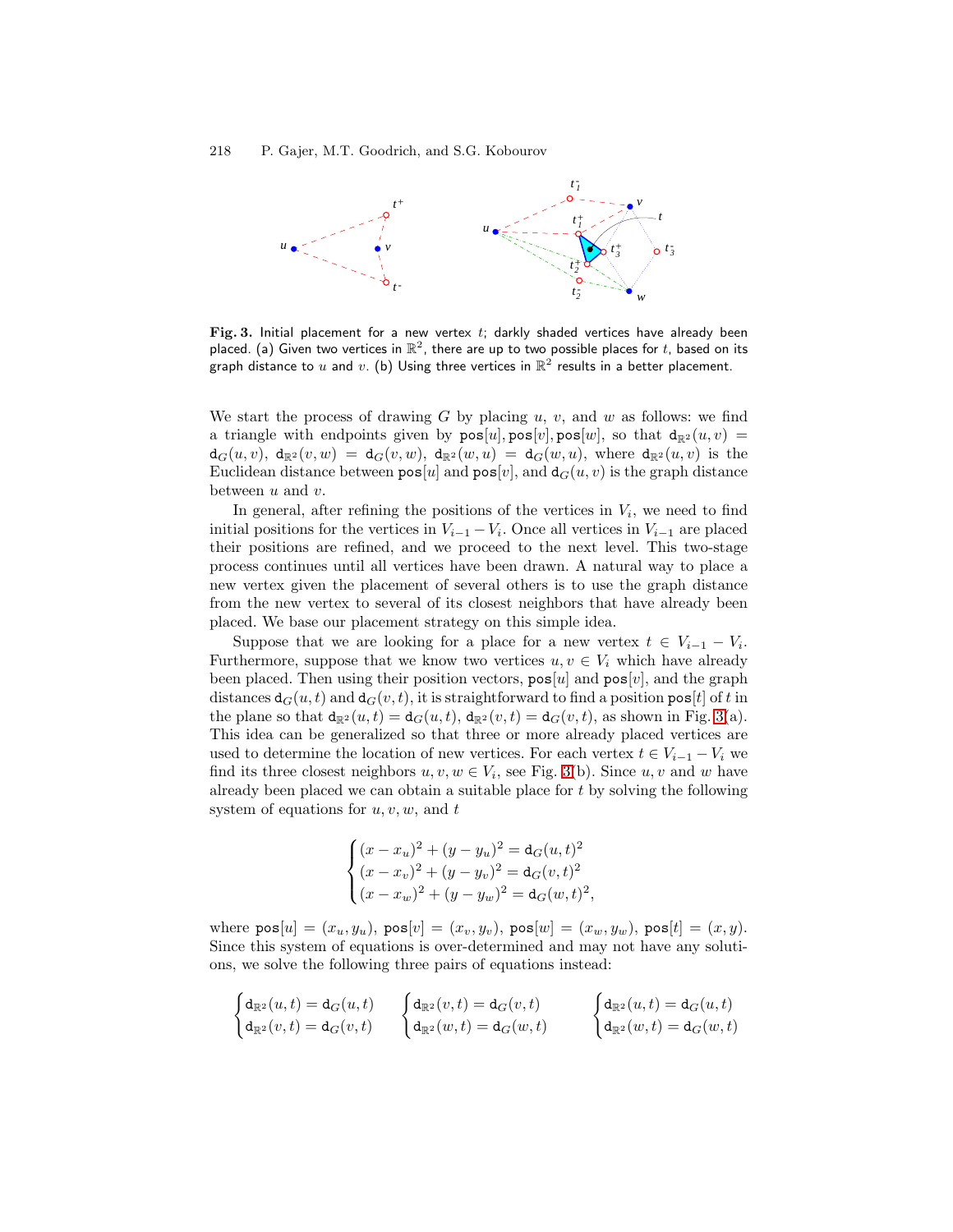**Fig. 3.** Initial placement for a new vertex $t$; darkly shaded vertices have already been placed. (a) Given two vertices in $\mathbb{R}^2$, there are up to two possible places for $t$, based on its graph distance to $u$ and $v$. (b) Using three vertices in $\mathbb{R}^2$ results in a better placement.

We start the process of drawing $G$ by placing $u$, $v$, and $w$ as follows: we find a triangle with endpoints given by $\texttt{pos}[u], \texttt{pos}[v], \texttt{pos}[w]$, so that $\mathtt{d}_{\mathbb{R}^2}(u,v) = \mathtt{d}_G(u,v)$, $\mathtt{d}_{\mathbb{R}^2}(v,w) = \mathtt{d}_G(v,w)$, $\mathtt{d}_{\mathbb{R}^2}(w,u) = \mathtt{d}_G(w,u)$, where $\mathtt{d}_{\mathbb{R}^2}(u,v)$ is the Euclidean distance between $\texttt{pos}[u]$ and $\texttt{pos}[v]$, and $\mathtt{d}_G(u,v)$ is the graph distance between $u$ and $v$.

In general, after refining the positions of the vertices in $V_i$, we need to find initial positions for the vertices in $V_{i-1} - V_i$. Once all vertices in $V_{i-1}$ are placed their positions are refined, and we proceed to the next level. This two-stage process continues until all vertices have been drawn. A natural way to place a new vertex given the placement of several others is to use the graph distance from the new vertex to several of its closest neighbors that have already been placed. We base our placement strategy on this simple idea.

Suppose that we are looking for a place for a new vertex $t \in V_{i-1} - V_i$. Furthermore, suppose that we know two vertices $u, v \in V_i$ which have already been placed. Then using their position vectors, $\texttt{pos}[u]$ and $\texttt{pos}[v]$, and the graph distances $\mathtt{d}_G(u,t)$ and $\mathtt{d}_G(v,t)$, it is straightforward to find a position $\texttt{pos}[t]$ of $t$ in the plane so that $\mathtt{d}_{\mathbb{R}^2}(u,t) = \mathtt{d}_G(u,t)$, $\mathtt{d}_{\mathbb{R}^2}(v,t) = \mathtt{d}_G(v,t)$, as shown in Fig. 3(a). This idea can be generalized so that three or more already placed vertices are used to determine the location of new vertices. For each vertex $t \in V_{i-1} - V_i$ we find its three closest neighbors $u, v, w \in V_i$, see Fig. 3(b). Since $u, v$ and $w$ have already been placed we can obtain a suitable place for $t$ by solving the following system of equations for $u, v, w$, and $t$

$$
\begin{cases}
(x - x_u)^2 + (y - y_u)^2 = \mathtt{d}_G(u,t)^2 \\
(x - x_v)^2 + (y - y_v)^2 = \mathtt{d}_G(v,t)^2 \\
(x - x_w)^2 + (y - y_w)^2 = \mathtt{d}_G(w,t)^2,
\end{cases}
$$

where $\texttt{pos}[u] = (x_u, y_u)$, $\texttt{pos}[v] = (x_v, y_v)$, $\texttt{pos}[w] = (x_w, y_w)$, $\texttt{pos}[t] = (x, y)$. Since this system of equations is over-determined and may not have any solutions, we solve the following three pairs of equations instead:

$$
\begin{cases}
\mathtt{d}_{\mathbb{R}^2}(u,t) = \mathtt{d}_G(u,t) \\
\mathtt{d}_{\mathbb{R}^2}(v,t) = \mathtt{d}_G(v,t)
\end{cases}
\qquad
\begin{cases}
\mathtt{d}_{\mathbb{R}^2}(v,t) = \mathtt{d}_G(v,t) \\
\mathtt{d}_{\mathbb{R}^2}(w,t) = \mathtt{d}_G(w,t)
\end{cases}
\qquad
\begin{cases}
\mathtt{d}_{\mathbb{R}^2}(u,t) = \mathtt{d}_G(u,t) \\
\mathtt{d}_{\mathbb{R}^2}(w,t) = \mathtt{d}_G(w,t)
\end{cases}
$$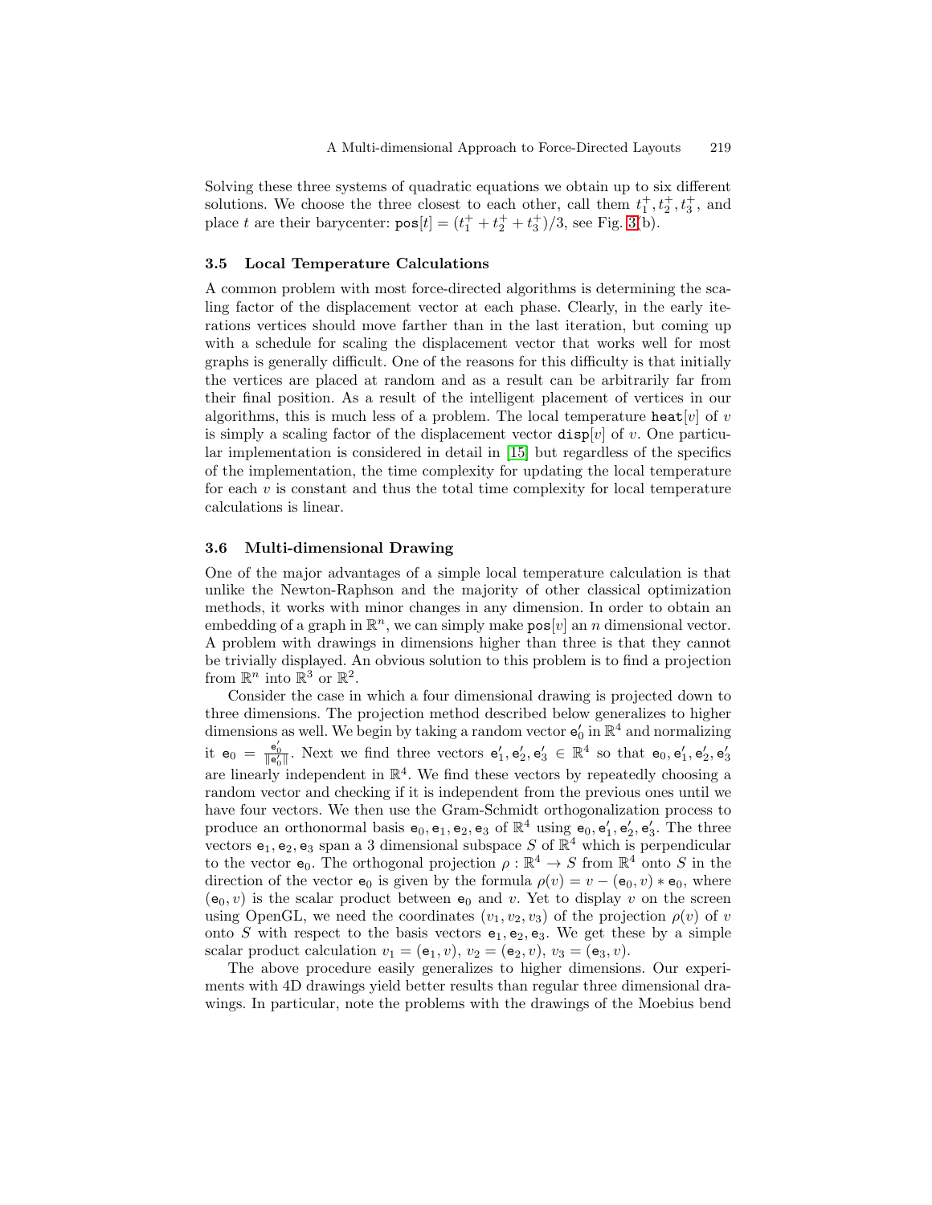Solving these three systems of quadratic equations we obtain up to six different solutions. We choose the three closest to each other, call them $t_1^+, t_2^+, t_3^+$, and place $t$ are their barycenter: $\mathtt{pos}[t] = (t_1^+ + t_2^+ + t_3^+)/3$, see Fig. 3(b).

### 3.5 Local Temperature Calculations

A common problem with most force-directed algorithms is determining the scaling factor of the displacement vector at each phase. Clearly, in the early iterations vertices should move farther than in the last iteration, but coming up with a schedule for scaling the displacement vector that works well for most graphs is generally difficult. One of the reasons for this difficulty is that initially the vertices are placed at random and as a result can be arbitrarily far from their final position. As a result of the intelligent placement of vertices in our algorithms, this is much less of a problem. The local temperature $\mathtt{heat}[v]$ of $v$ is simply a scaling factor of the displacement vector $\mathtt{disp}[v]$ of $v$. One particular implementation is considered in detail in [15] but regardless of the specifics of the implementation, the time complexity for updating the local temperature for each $v$ is constant and thus the total time complexity for local temperature calculations is linear.

### 3.6 Multi-dimensional Drawing

One of the major advantages of a simple local temperature calculation is that unlike the Newton-Raphson and the majority of other classical optimization methods, it works with minor changes in any dimension. In order to obtain an embedding of a graph in $\mathbb{R}^n$, we can simply make $\mathtt{pos}[v]$ an $n$ dimensional vector. A problem with drawings in dimensions higher than three is that they cannot be trivially displayed. An obvious solution to this problem is to find a projection from $\mathbb{R}^n$ into $\mathbb{R}^3$ or $\mathbb{R}^2$.

Consider the case in which a four dimensional drawing is projected down to three dimensions. The projection method described below generalizes to higher dimensions as well. We begin by taking a random vector $\mathsf{e}_0'$ in $\mathbb{R}^4$ and normalizing it $\mathsf{e}_0 = \frac{\mathsf{e}_0'}{\|\mathsf{e}_0'\|}$. Next we find three vectors $\mathsf{e}_1', \mathsf{e}_2', \mathsf{e}_3' \in \mathbb{R}^4$ so that $\mathsf{e}_0, \mathsf{e}_1', \mathsf{e}_2', \mathsf{e}_3'$ are linearly independent in $\mathbb{R}^4$. We find these vectors by repeatedly choosing a random vector and checking if it is independent from the previous ones until we have four vectors. We then use the Gram-Schmidt orthogonalization process to produce an orthonormal basis $\mathsf{e}_0, \mathsf{e}_1, \mathsf{e}_2, \mathsf{e}_3$ of $\mathbb{R}^4$ using $\mathsf{e}_0, \mathsf{e}_1', \mathsf{e}_2', \mathsf{e}_3'$. The three vectors $\mathsf{e}_1, \mathsf{e}_2, \mathsf{e}_3$ span a 3 dimensional subspace $S$ of $\mathbb{R}^4$ which is perpendicular to the vector $\mathsf{e}_0$. The orthogonal projection $\rho : \mathbb{R}^4 \to S$ from $\mathbb{R}^4$ onto $S$ in the direction of the vector $\mathsf{e}_0$ is given by the formula $\rho(v) = v - (\mathsf{e}_0, v) * \mathsf{e}_0$, where $(\mathsf{e}_0, v)$ is the scalar product between $\mathsf{e}_0$ and $v$. Yet to display $v$ on the screen using OpenGL, we need the coordinates $(v_1, v_2, v_3)$ of the projection $\rho(v)$ of $v$ onto $S$ with respect to the basis vectors $\mathsf{e}_1, \mathsf{e}_2, \mathsf{e}_3$. We get these by a simple scalar product calculation $v_1 = (\mathsf{e}_1, v)$, $v_2 = (\mathsf{e}_2, v)$, $v_3 = (\mathsf{e}_3, v)$.

The above procedure easily generalizes to higher dimensions. Our experiments with 4D drawings yield better results than regular three dimensional drawings. In particular, note the problems with the drawings of the Moebius bend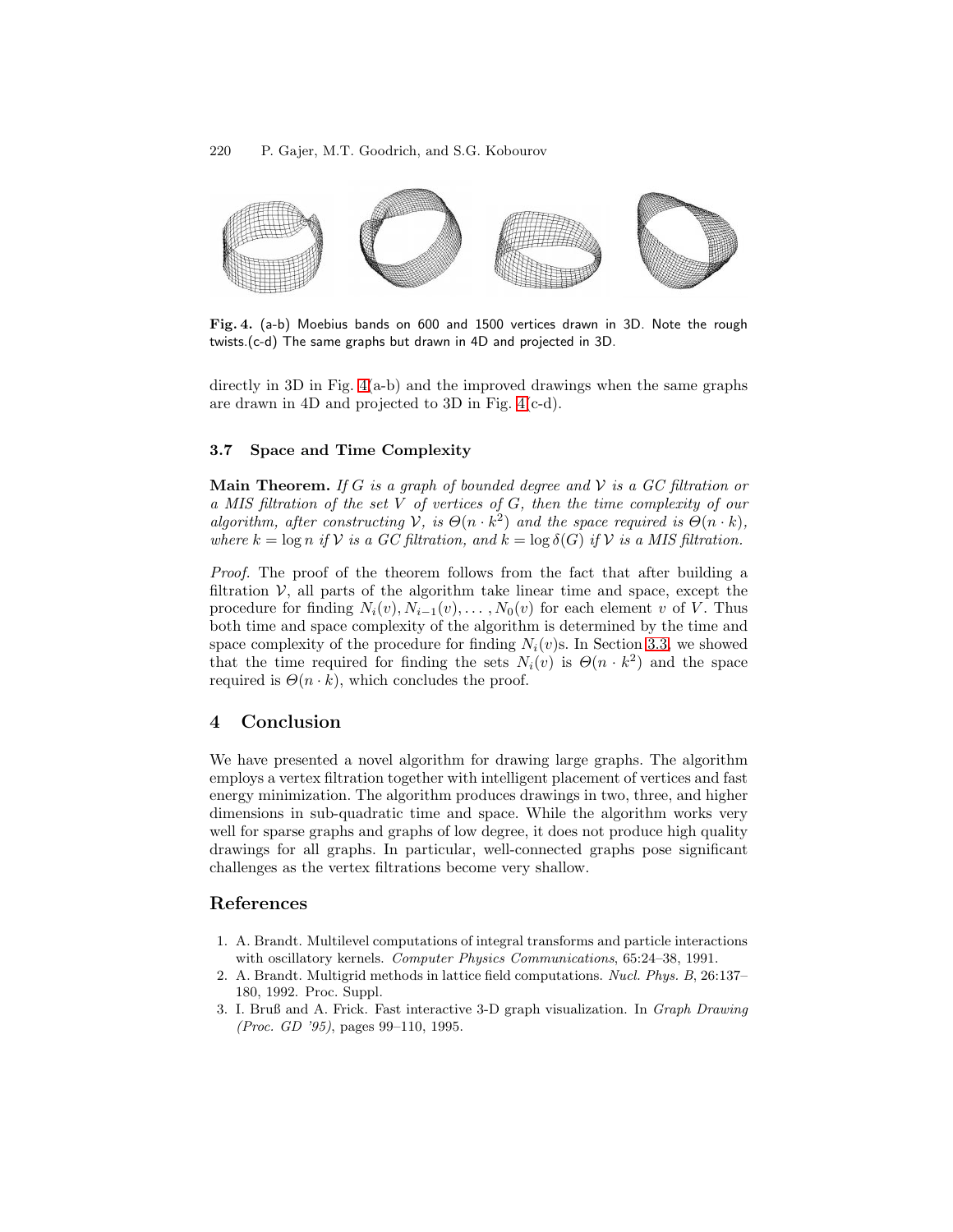**Fig. 4.** (a-b) Moebius bands on 600 and 1500 vertices drawn in 3D. Note the rough twists.(c-d) The same graphs but drawn in 4D and projected in 3D.

directly in 3D in Fig. 4(a-b) and the improved drawings when the same graphs are drawn in 4D and projected to 3D in Fig. 4(c-d).

### 3.7 Space and Time Complexity

**Main Theorem.** *If $G$ is a graph of bounded degree and $\mathcal{V}$ is a GC filtration or a MIS filtration of the set $V$ of vertices of $G$, then the time complexity of our algorithm, after constructing $\mathcal{V}$, is $\Theta(n \cdot k^2)$ and the space required is $\Theta(n \cdot k)$, where $k = \log n$ if $\mathcal{V}$ is a GC filtration, and $k = \log \delta(G)$ if $\mathcal{V}$ is a MIS filtration.*

*Proof.* The proof of the theorem follows from the fact that after building a filtration $\mathcal{V}$, all parts of the algorithm take linear time and space, except the procedure for finding $N_i(v), N_{i-1}(v), \ldots, N_0(v)$ for each element $v$ of $V$. Thus both time and space complexity of the algorithm is determined by the time and space complexity of the procedure for finding $N_i(v)$s. In Section 3.3, we showed that the time required for finding the sets $N_i(v)$ is $\Theta(n \cdot k^2)$ and the space required is $\Theta(n \cdot k)$, which concludes the proof.

## 4 Conclusion

We have presented a novel algorithm for drawing large graphs. The algorithm employs a vertex filtration together with intelligent placement of vertices and fast energy minimization. The algorithm produces drawings in two, three, and higher dimensions in sub-quadratic time and space. While the algorithm works very well for sparse graphs and graphs of low degree, it does not produce high quality drawings for all graphs. In particular, well-connected graphs pose significant challenges as the vertex filtrations become very shallow.

## References

1. A. Brandt. Multilevel computations of integral transforms and particle interactions with oscillatory kernels. *Computer Physics Communications*, 65:24–38, 1991.
2. A. Brandt. Multigrid methods in lattice field computations. *Nucl. Phys. B*, 26:137–180, 1992. Proc. Suppl.
3. I. Bruß and A. Frick. Fast interactive 3-D graph visualization. In *Graph Drawing (Proc. GD '95)*, pages 99–110, 1995.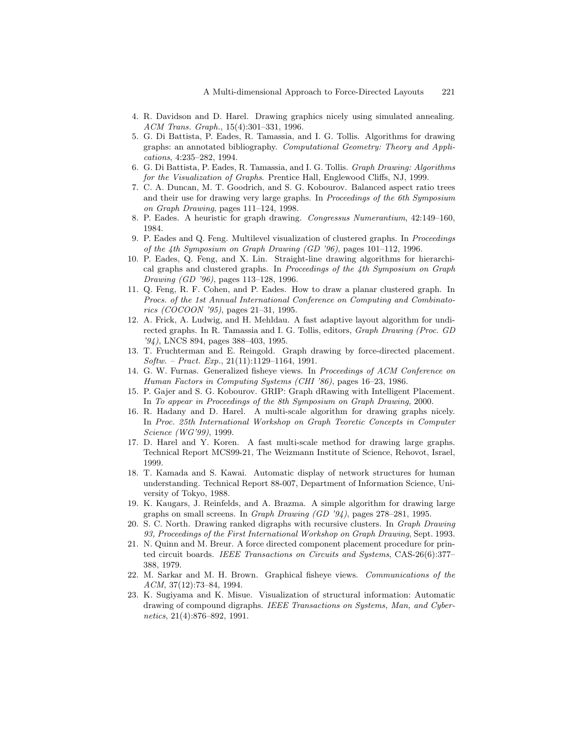4. R. Davidson and D. Harel. Drawing graphics nicely using simulated annealing. *ACM Trans. Graph.*, 15(4):301–331, 1996.
5. G. Di Battista, P. Eades, R. Tamassia, and I. G. Tollis. Algorithms for drawing graphs: an annotated bibliography. *Computational Geometry: Theory and Applications*, 4:235–282, 1994.
6. G. Di Battista, P. Eades, R. Tamassia, and I. G. Tollis. *Graph Drawing: Algorithms for the Visualization of Graphs*. Prentice Hall, Englewood Cliffs, NJ, 1999.
7. C. A. Duncan, M. T. Goodrich, and S. G. Kobourov. Balanced aspect ratio trees and their use for drawing very large graphs. In *Proceedings of the 6th Symposium on Graph Drawing*, pages 111–124, 1998.
8. P. Eades. A heuristic for graph drawing. *Congressus Numerantium*, 42:149–160, 1984.
9. P. Eades and Q. Feng. Multilevel visualization of clustered graphs. In *Proceedings of the 4th Symposium on Graph Drawing (GD '96)*, pages 101–112, 1996.
10. P. Eades, Q. Feng, and X. Lin. Straight-line drawing algorithms for hierarchical graphs and clustered graphs. In *Proceedings of the 4th Symposium on Graph Drawing (GD '96)*, pages 113–128, 1996.
11. Q. Feng, R. F. Cohen, and P. Eades. How to draw a planar clustered graph. In *Procs. of the 1st Annual International Conference on Computing and Combinatorics (COCOON '95)*, pages 21–31, 1995.
12. A. Frick, A. Ludwig, and H. Mehldau. A fast adaptive layout algorithm for undirected graphs. In R. Tamassia and I. G. Tollis, editors, *Graph Drawing (Proc. GD '94)*, LNCS 894, pages 388–403, 1995.
13. T. Fruchterman and E. Reingold. Graph drawing by force-directed placement. *Softw. – Pract. Exp.*, 21(11):1129–1164, 1991.
14. G. W. Furnas. Generalized fisheye views. In *Proceedings of ACM Conference on Human Factors in Computing Systems (CHI '86)*, pages 16–23, 1986.
15. P. Gajer and S. G. Kobourov. GRIP: Graph dRawing with Intelligent Placement. In *To appear in Proceedings of the 8th Symposium on Graph Drawing*, 2000.
16. R. Hadany and D. Harel. A multi-scale algorithm for drawing graphs nicely. In *Proc. 25th International Workshop on Graph Teoretic Concepts in Computer Science (WG'99)*, 1999.
17. D. Harel and Y. Koren. A fast multi-scale method for drawing large graphs. Technical Report MCS99-21, The Weizmann Institute of Science, Rehovot, Israel, 1999.
18. T. Kamada and S. Kawai. Automatic display of network structures for human understanding. Technical Report 88-007, Department of Information Science, University of Tokyo, 1988.
19. K. Kaugars, J. Reinfelds, and A. Brazma. A simple algorithm for drawing large graphs on small screens. In *Graph Drawing (GD '94)*, pages 278–281, 1995.
20. S. C. North. Drawing ranked digraphs with recursive clusters. In *Graph Drawing 93, Proceedings of the First International Workshop on Graph Drawing*, Sept. 1993.
21. N. Quinn and M. Breur. A force directed component placement procedure for printed circuit boards. *IEEE Transactions on Circuits and Systems*, CAS-26(6):377–388, 1979.
22. M. Sarkar and M. H. Brown. Graphical fisheye views. *Communications of the ACM*, 37(12):73–84, 1994.
23. K. Sugiyama and K. Misue. Visualization of structural information: Automatic drawing of compound digraphs. *IEEE Transactions on Systems, Man, and Cybernetics*, 21(4):876–892, 1991.